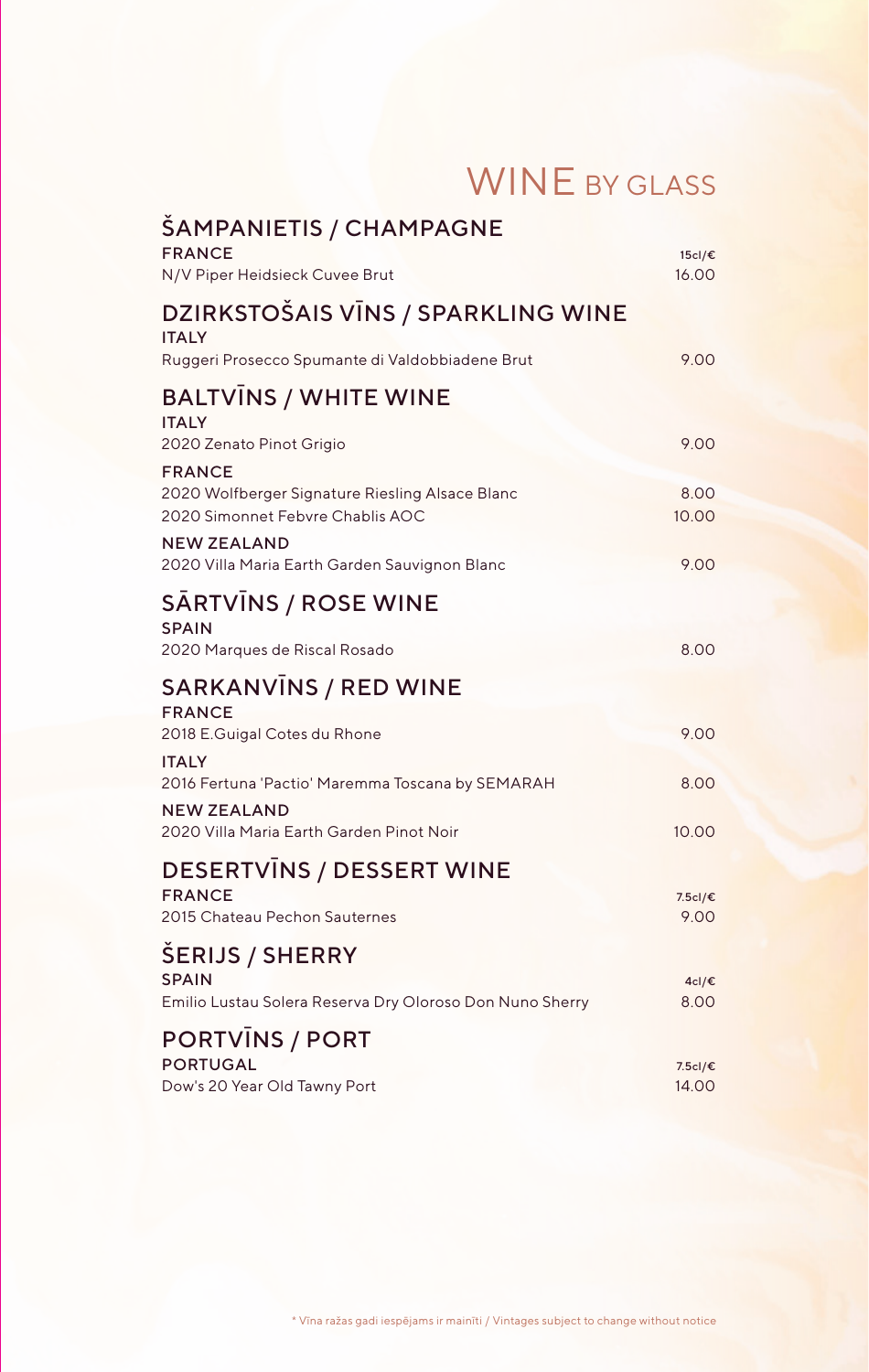# WINE BY GLASS

## ŠAMPANIETIS / CHAMPAGNE

**FRANCE** — 15cl/€

N/V Piper Heidsieck Cuvee Brut — 16.00

## DZIRKSTOŠAIS VĪNS / SPARKLING WINE

**ITALY**

Ruggeri Prosecco Spumante di Valdobbiadene Brut — 9.00

## BALTVĪNS / WHITE WINE

**ITALY**

2020 Zenato Pinot Grigio — 9.00

**FRANCE**

2020 Wolfberger Signature Riesling Alsace Blanc — 8.00

2020 Simonnet Febvre Chablis AOC — 10.00

**NEW ZEALAND**

2020 Villa Maria Earth Garden Sauvignon Blanc — 9.00

## SĀRTVĪNS / ROSE WINE

**SPAIN**

2020 Marques de Riscal Rosado — 8.00

## SARKANVĪNS / RED WINE

**FRANCE**

2018 E.Guigal Cotes du Rhone — 9.00

**ITALY**

2016 Fertuna 'Pactio' Maremma Toscana by SEMARAH — 8.00

**NEW ZEALAND**

2020 Villa Maria Earth Garden Pinot Noir — 10.00

## DESERTVĪNS / DESSERT WINE

**FRANCE** — 7.5cl/€

2015 Chateau Pechon Sauternes — 9.00

## ŠERIJS / SHERRY

**SPAIN** — 4cl/€

Emilio Lustau Solera Reserva Dry Oloroso Don Nuno Sherry — 8.00

## PORTVĪNS / PORT

**PORTUGAL** — 7.5cl/€

Dow's 20 Year Old Tawny Port — 14.00

* Vīna ražas gadi iespējams ir mainīti / Vintages subject to change without notice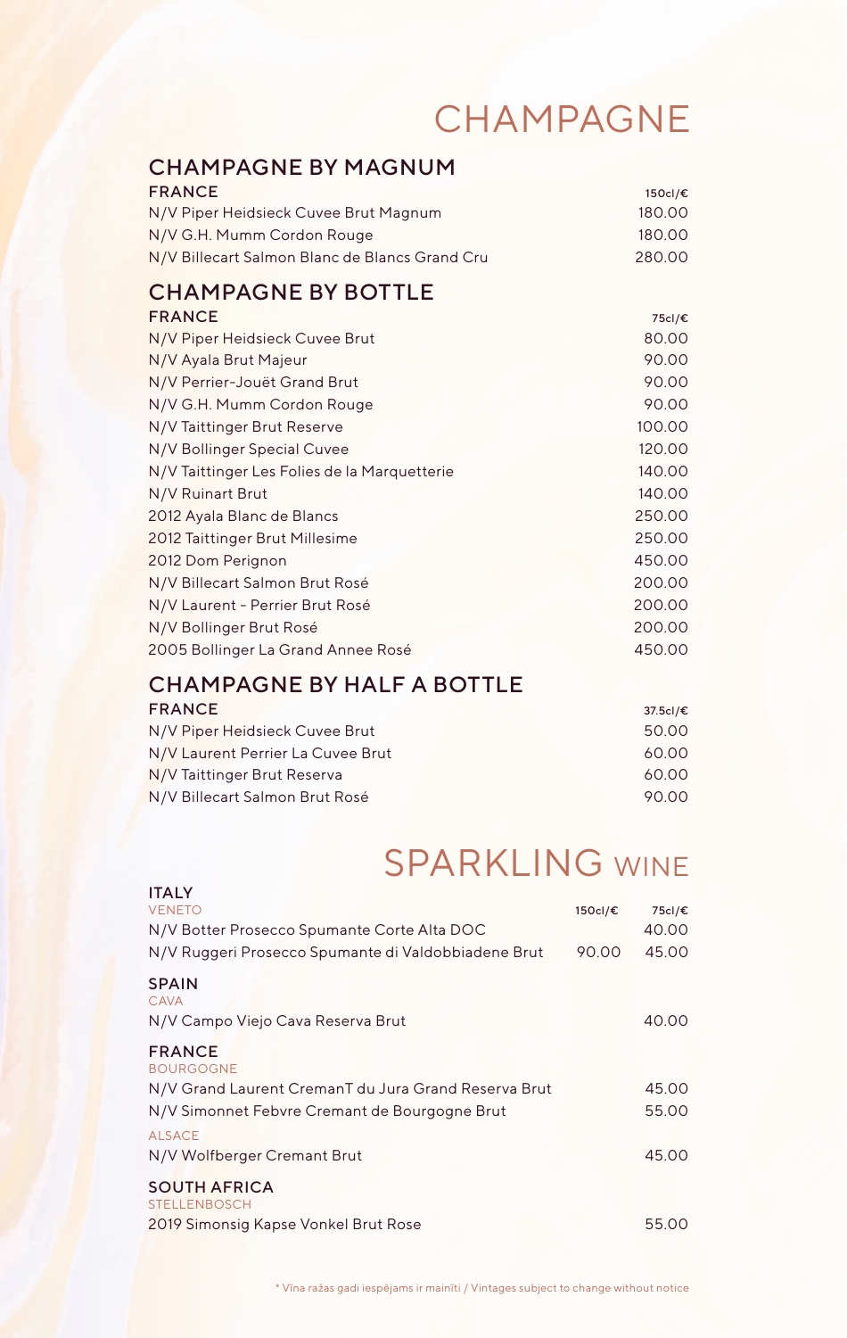# CHAMPAGNE

## CHAMPAGNE BY MAGNUM

| FRANCE | 150cl/€ |
| --- | --- |
| N/V Piper Heidsieck Cuvee Brut Magnum | 180.00 |
| N/V G.H. Mumm Cordon Rouge | 180.00 |
| N/V Billecart Salmon Blanc de Blancs Grand Cru | 280.00 |

## CHAMPAGNE BY BOTTLE

| FRANCE | 75cl/€ |
| --- | --- |
| N/V Piper Heidsieck Cuvee Brut | 80.00 |
| N/V Ayala Brut Majeur | 90.00 |
| N/V Perrier-Jouët Grand Brut | 90.00 |
| N/V G.H. Mumm Cordon Rouge | 90.00 |
| N/V Taittinger Brut Reserve | 100.00 |
| N/V Bollinger Special Cuvee | 120.00 |
| N/V Taittinger Les Folies de la Marquetterie | 140.00 |
| N/V Ruinart Brut | 140.00 |
| 2012 Ayala Blanc de Blancs | 250.00 |
| 2012 Taittinger Brut Millesime | 250.00 |
| 2012 Dom Perignon | 450.00 |
| N/V Billecart Salmon Brut Rosé | 200.00 |
| N/V Laurent - Perrier Brut Rosé | 200.00 |
| N/V Bollinger Brut Rosé | 200.00 |
| 2005 Bollinger La Grand Annee Rosé | 450.00 |

## CHAMPAGNE BY HALF A BOTTLE

| FRANCE | 37.5cl/€ |
| --- | --- |
| N/V Piper Heidsieck Cuvee Brut | 50.00 |
| N/V Laurent Perrier La Cuvee Brut | 60.00 |
| N/V Taittinger Brut Reserva | 60.00 |
| N/V Billecart Salmon Brut Rosé | 90.00 |

# SPARKLING WINE

| | 150cl/€ | 75cl/€ |
| --- | --- | --- |
| **ITALY** | | |
| VENETO | | |
| N/V Botter Prosecco Spumante Corte Alta DOC | | 40.00 |
| N/V Ruggeri Prosecco Spumante di Valdobbiadene Brut | 90.00 | 45.00 |
| **SPAIN** | | |
| CAVA | | |
| N/V Campo Viejo Cava Reserva Brut | | 40.00 |
| **FRANCE** | | |
| BOURGOGNE | | |
| N/V Grand Laurent CremanT du Jura Grand Reserva Brut | | 45.00 |
| N/V Simonnet Febvre Cremant de Bourgogne Brut | | 55.00 |
| ALSACE | | |
| N/V Wolfberger Cremant Brut | | 45.00 |
| **SOUTH AFRICA** | | |
| STELLENBOSCH | | |
| 2019 Simonsig Kapse Vonkel Brut Rose | | 55.00 |

* Vīna ražas gadi iespējams ir mainīti / Vintages subject to change without notice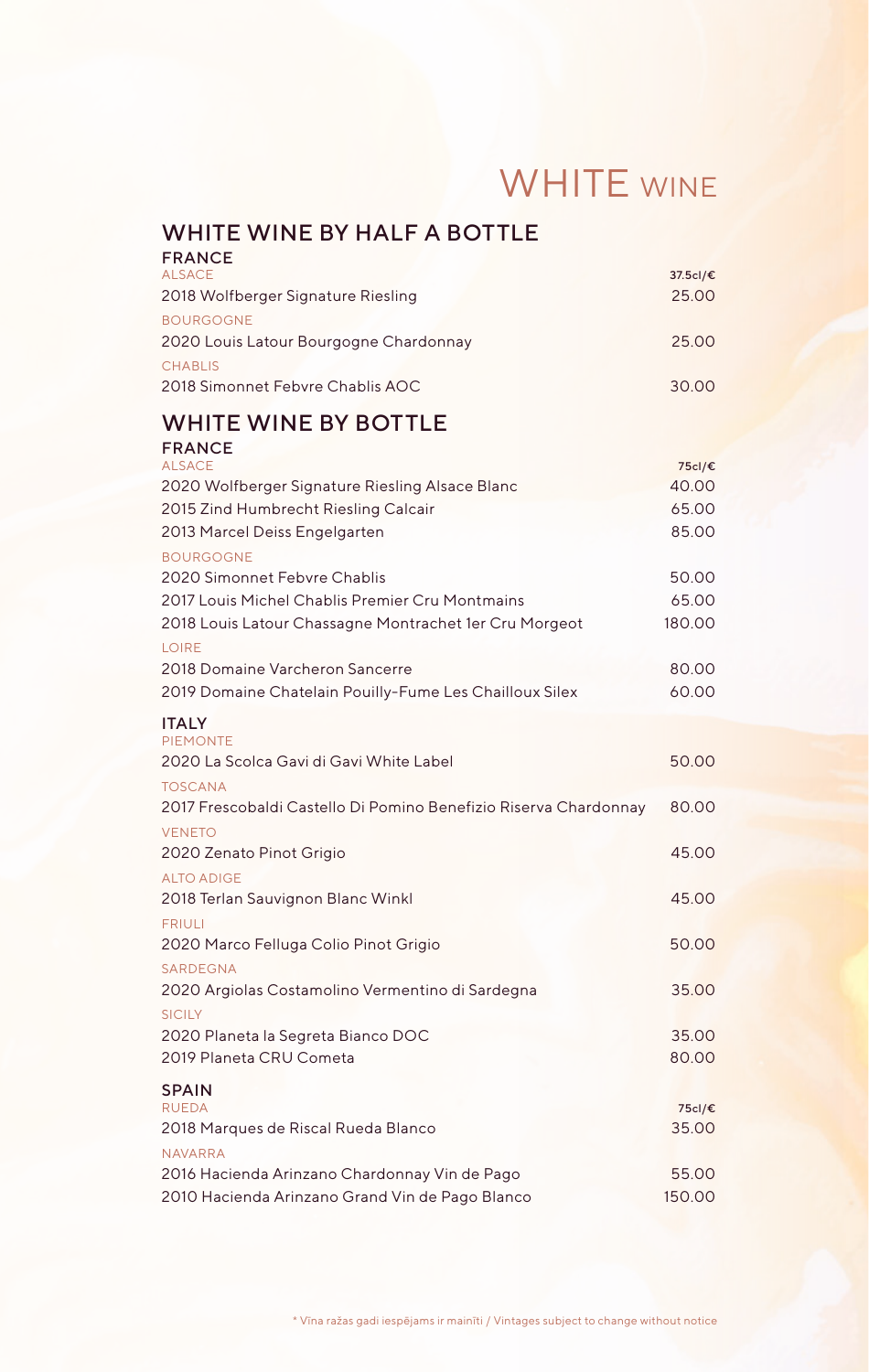# WHITE WINE

## WHITE WINE BY HALF A BOTTLE

### FRANCE

| | 37.5cl/€ |
|---|---|
| **ALSACE** | |
| 2018 Wolfberger Signature Riesling | 25.00 |
| **BOURGOGNE** | |
| 2020 Louis Latour Bourgogne Chardonnay | 25.00 |
| **CHABLIS** | |
| 2018 Simonnet Febvre Chablis AOC | 30.00 |

## WHITE WINE BY BOTTLE

### FRANCE

| | 75cl/€ |
|---|---|
| **ALSACE** | |
| 2020 Wolfberger Signature Riesling Alsace Blanc | 40.00 |
| 2015 Zind Humbrecht Riesling Calcair | 65.00 |
| 2013 Marcel Deiss Engelgarten | 85.00 |
| **BOURGOGNE** | |
| 2020 Simonnet Febvre Chablis | 50.00 |
| 2017 Louis Michel Chablis Premier Cru Montmains | 65.00 |
| 2018 Louis Latour Chassagne Montrachet 1er Cru Morgeot | 180.00 |
| **LOIRE** | |
| 2018 Domaine Varcheron Sancerre | 80.00 |
| 2019 Domaine Chatelain Pouilly-Fume Les Chailloux Silex | 60.00 |

### ITALY

| | |
|---|---|
| **PIEMONTE** | |
| 2020 La Scolca Gavi di Gavi White Label | 50.00 |
| **TOSCANA** | |
| 2017 Frescobaldi Castello Di Pomino Benefizio Riserva Chardonnay | 80.00 |
| **VENETO** | |
| 2020 Zenato Pinot Grigio | 45.00 |
| **ALTO ADIGE** | |
| 2018 Terlan Sauvignon Blanc Winkl | 45.00 |
| **FRIULI** | |
| 2020 Marco Felluga Colio Pinot Grigio | 50.00 |
| **SARDEGNA** | |
| 2020 Argiolas Costamolino Vermentino di Sardegna | 35.00 |
| **SICILY** | |
| 2020 Planeta la Segreta Bianco DOC | 35.00 |
| 2019 Planeta CRU Cometa | 80.00 |

### SPAIN

| | 75cl/€ |
|---|---|
| **RUEDA** | |
| 2018 Marques de Riscal Rueda Blanco | 35.00 |
| **NAVARRA** | |
| 2016 Hacienda Arinzano Chardonnay Vin de Pago | 55.00 |
| 2010 Hacienda Arinzano Grand Vin de Pago Blanco | 150.00 |

* Vīna ražas gadi iespējams ir mainīti / Vintages subject to change without notice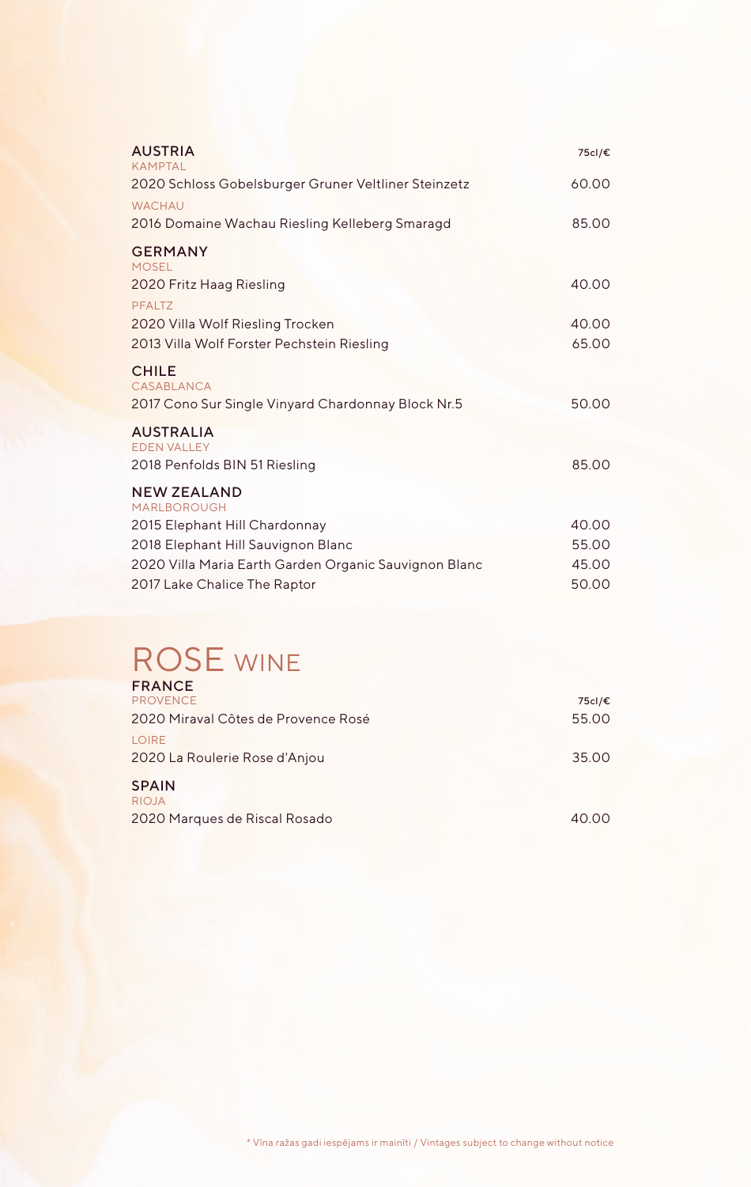## AUSTRIA

75cl/€

### KAMPTAL

2020 Schloss Gobelsburger Gruner Veltliner Steinzetz — 60.00

### WACHAU

2016 Domaine Wachau Riesling Kelleberg Smaragd — 85.00

## GERMANY

### MOSEL

2020 Fritz Haag Riesling — 40.00

### PFALTZ

2020 Villa Wolf Riesling Trocken — 40.00

2013 Villa Wolf Forster Pechstein Riesling — 65.00

## CHILE

### CASABLANCA

2017 Cono Sur Single Vinyard Chardonnay Block Nr.5 — 50.00

## AUSTRALIA

### EDEN VALLEY

2018 Penfolds BIN 51 Riesling — 85.00

## NEW ZEALAND

### MARLBOROUGH

2015 Elephant Hill Chardonnay — 40.00

2018 Elephant Hill Sauvignon Blanc — 55.00

2020 Villa Maria Earth Garden Organic Sauvignon Blanc — 45.00

2017 Lake Chalice The Raptor — 50.00

# ROSE WINE

## FRANCE

75cl/€

### PROVENCE

2020 Miraval Côtes de Provence Rosé — 55.00

### LOIRE

2020 La Roulerie Rose d'Anjou — 35.00

## SPAIN

### RIOJA

2020 Marques de Riscal Rosado — 40.00

* Vīna ražas gadi iespējams ir mainīti / Vintages subject to change without notice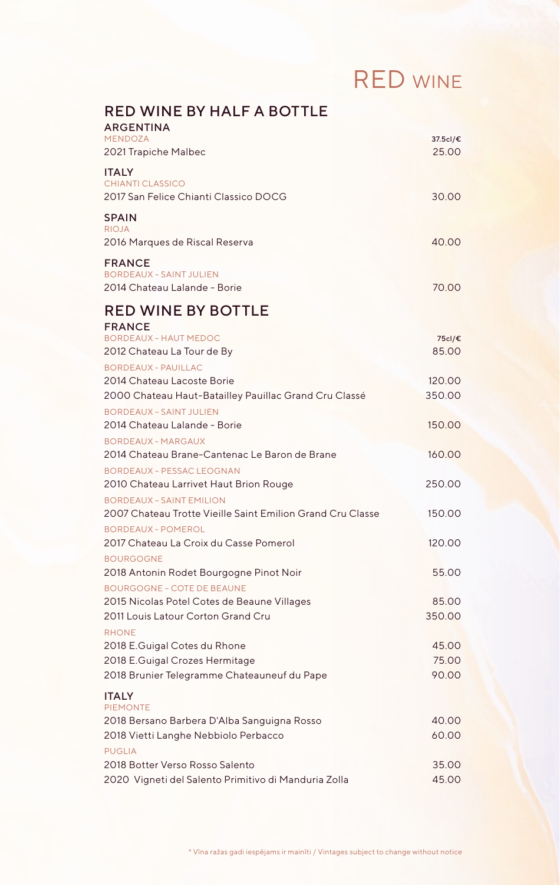# RED WINE

## RED WINE BY HALF A BOTTLE

### ARGENTINA

| MENDOZA | 37.5cl/€ |
| --- | --- |
| 2021 Trapiche Malbec | 25.00 |

### ITALY

| CHIANTI CLASSICO | |
| --- | --- |
| 2017 San Felice Chianti Classico DOCG | 30.00 |

### SPAIN

| RIOJA | |
| --- | --- |
| 2016 Marques de Riscal Reserva | 40.00 |

### FRANCE

| BORDEAUX – SAINT JULIEN | |
| --- | --- |
| 2014 Chateau Lalande - Borie | 70.00 |

## RED WINE BY BOTTLE

### FRANCE

| BORDEAUX – HAUT MEDOC | 75cl/€ |
| --- | --- |
| 2012 Chateau La Tour de By | 85.00 |
| BORDEAUX - PAUILLAC | |
| 2014 Chateau Lacoste Borie | 120.00 |
| 2000 Chateau Haut-Batailley Pauillac Grand Cru Classé | 350.00 |
| BORDEAUX – SAINT JULIEN | |
| 2014 Chateau Lalande - Borie | 150.00 |
| BORDEAUX - MARGAUX | |
| 2014 Chateau Brane-Cantenac Le Baron de Brane | 160.00 |
| BORDEAUX – PESSAC LEOGNAN | |
| 2010 Chateau Larrivet Haut Brion Rouge | 250.00 |
| BORDEAUX – SAINT EMILION | |
| 2007 Chateau Trotte Vieille Saint Emilion Grand Cru Classe | 150.00 |
| BORDEAUX - POMEROL | |
| 2017 Chateau La Croix du Casse Pomerol | 120.00 |
| BOURGOGNE | |
| 2018 Antonin Rodet Bourgogne Pinot Noir | 55.00 |
| BOURGOGNE – COTE DE BEAUNE | |
| 2015 Nicolas Potel Cotes de Beaune Villages | 85.00 |
| 2011 Louis Latour Corton Grand Cru | 350.00 |
| RHONE | |
| 2018 E.Guigal Cotes du Rhone | 45.00 |
| 2018 E.Guigal Crozes Hermitage | 75.00 |
| 2018 Brunier Telegramme Chateauneuf du Pape | 90.00 |

### ITALY

| PIEMONTE | |
| --- | --- |
| 2018 Bersano Barbera D'Alba Sanguigna Rosso | 40.00 |
| 2018 Vietti Langhe Nebbiolo Perbacco | 60.00 |
| PUGLIA | |
| 2018 Botter Verso Rosso Salento | 35.00 |
| 2020 Vigneti del Salento Primitivo di Manduria Zolla | 45.00 |

* Vīna ražas gadi iespējams ir mainīti / Vintages subject to change without notice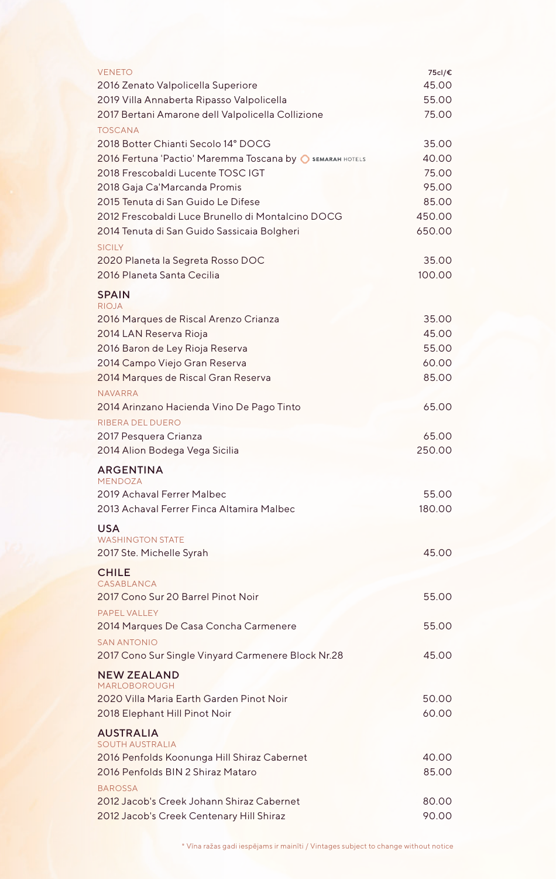| VENETO | 75cl/€ |
|---|---|
| 2016 Zenato Valpolicella Superiore | 45.00 |
| 2019 Villa Annaberta Ripasso Valpolicella | 55.00 |
| 2017 Bertani Amarone dell Valpolicella Collizione | 75.00 |
| TOSCANA | |
| 2018 Botter Chianti Secolo 14° DOCG | 35.00 |
| 2016 Fertuna 'Pactio' Maremma Toscana by SEMARAH HOTELS | 40.00 |
| 2018 Frescobaldi Lucente TOSC IGT | 75.00 |
| 2018 Gaja Ca'Marcanda Promis | 95.00 |
| 2015 Tenuta di San Guido Le Difese | 85.00 |
| 2012 Frescobaldi Luce Brunello di Montalcino DOCG | 450.00 |
| 2014 Tenuta di San Guido Sassicaia Bolgheri | 650.00 |
| SICILY | |
| 2020 Planeta la Segreta Rosso DOC | 35.00 |
| 2016 Planeta Santa Cecilia | 100.00 |

## SPAIN

| RIOJA | |
|---|---|
| 2016 Marques de Riscal Arenzo Crianza | 35.00 |
| 2014 LAN Reserva Rioja | 45.00 |
| 2016 Baron de Ley Rioja Reserva | 55.00 |
| 2014 Campo Viejo Gran Reserva | 60.00 |
| 2014 Marques de Riscal Gran Reserva | 85.00 |
| NAVARRA | |
| 2014 Arinzano Hacienda Vino De Pago Tinto | 65.00 |
| RIBERA DEL DUERO | |
| 2017 Pesquera Crianza | 65.00 |
| 2014 Alion Bodega Vega Sicilia | 250.00 |

## ARGENTINA

| MENDOZA | |
|---|---|
| 2019 Achaval Ferrer Malbec | 55.00 |
| 2013 Achaval Ferrer Finca Altamira Malbec | 180.00 |

## USA

| WASHINGTON STATE | |
|---|---|
| 2017 Ste. Michelle Syrah | 45.00 |

## CHILE

| CASABLANCA | |
|---|---|
| 2017 Cono Sur 20 Barrel Pinot Noir | 55.00 |
| PAPEL VALLEY | |
| 2014 Marques De Casa Concha Carmenere | 55.00 |
| SAN ANTONIO | |
| 2017 Cono Sur Single Vinyard Carmenere Block Nr.28 | 45.00 |

## NEW ZEALAND

| MARLOBOROUGH | |
|---|---|
| 2020 Villa Maria Earth Garden Pinot Noir | 50.00 |
| 2018 Elephant Hill Pinot Noir | 60.00 |

## AUSTRALIA

| SOUTH AUSTRALIA | |
|---|---|
| 2016 Penfolds Koonunga Hill Shiraz Cabernet | 40.00 |
| 2016 Penfolds BIN 2 Shiraz Mataro | 85.00 |
| BAROSSA | |
| 2012 Jacob's Creek Johann Shiraz Cabernet | 80.00 |
| 2012 Jacob's Creek Centenary Hill Shiraz | 90.00 |

* Vīna ražas gadi iespējams ir mainīti / Vintages subject to change without notice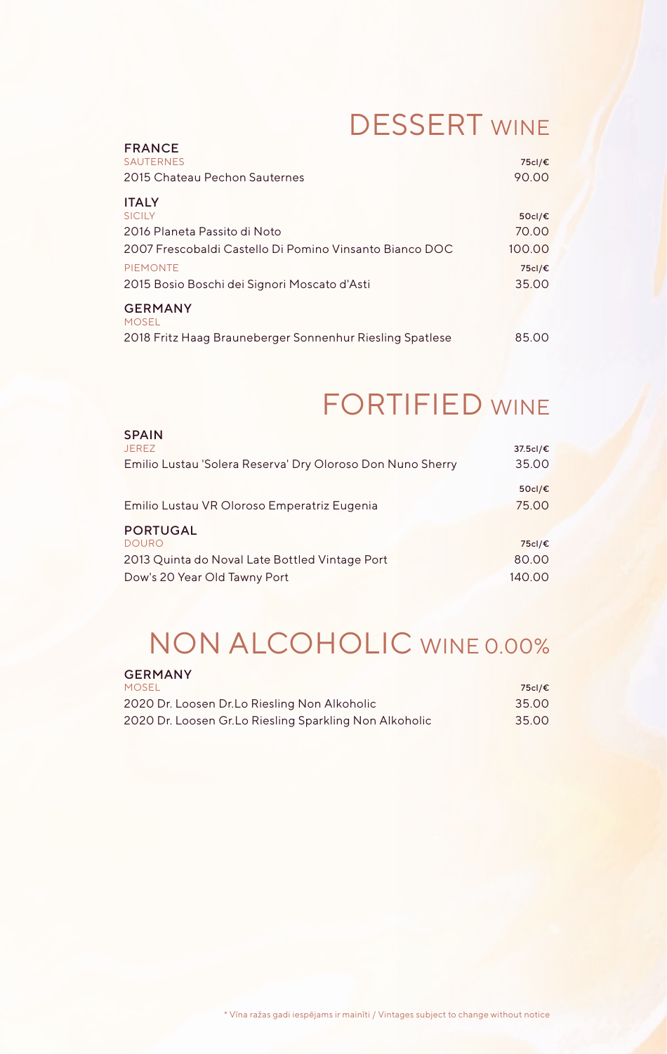# DESSERT WINE

## FRANCE

| SAUTERNES | 75cl/€ |
| --- | --- |
| 2015 Chateau Pechon Sauternes | 90.00 |

## ITALY

| SICILY | 50cl/€ |
| --- | --- |
| 2016 Planeta Passito di Noto | 70.00 |
| 2007 Frescobaldi Castello Di Pomino Vinsanto Bianco DOC | 100.00 |
| **PIEMONTE** | **75cl/€** |
| 2015 Bosio Boschi dei Signori Moscato d'Asti | 35.00 |

## GERMANY

| MOSEL | |
| --- | --- |
| 2018 Fritz Haag Brauneberger Sonnenhur Riesling Spatlese | 85.00 |

# FORTIFIED WINE

## SPAIN

| JEREZ | 37.5cl/€ |
| --- | --- |
| Emilio Lustau 'Solera Reserva' Dry Oloroso Don Nuno Sherry | 35.00 |
| | **50cl/€** |
| Emilio Lustau VR Oloroso Emperatriz Eugenia | 75.00 |

## PORTUGAL

| DOURO | 75cl/€ |
| --- | --- |
| 2013 Quinta do Noval Late Bottled Vintage Port | 80.00 |
| Dow's 20 Year Old Tawny Port | 140.00 |

# NON ALCOHOLIC WINE 0.00%

## GERMANY

| MOSEL | 75cl/€ |
| --- | --- |
| 2020 Dr. Loosen Dr.Lo Riesling Non Alkoholic | 35.00 |
| 2020 Dr. Loosen Gr.Lo Riesling Sparkling Non Alkoholic | 35.00 |

* Vīna ražas gadi iespējams ir mainīti / Vintages subject to change without notice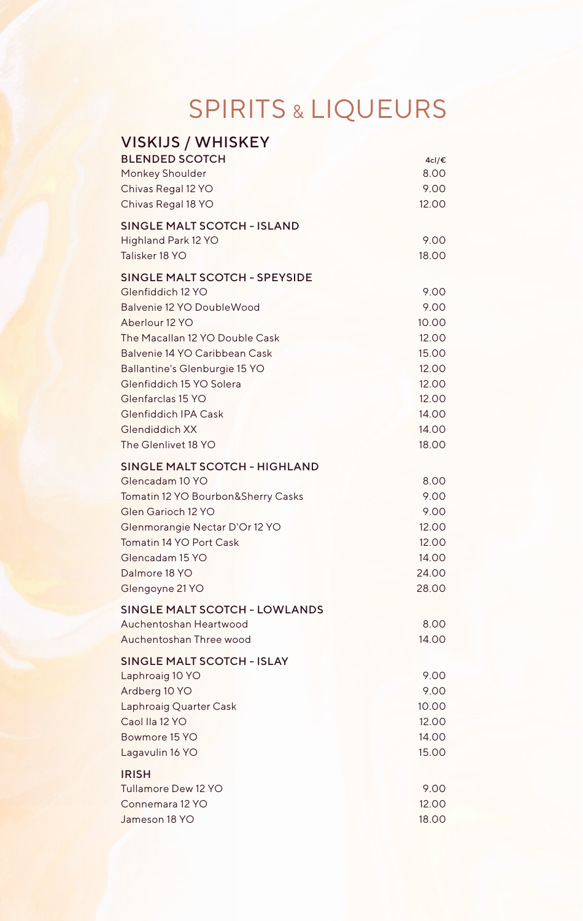# SPIRITS & LIQUEURS

## VISKIJS / WHISKEY

### BLENDED SCOTCH

| | 4cl/€ |
|---|---|
| Monkey Shoulder | 8.00 |
| Chivas Regal 12 YO | 9.00 |
| Chivas Regal 18 YO | 12.00 |

### SINGLE MALT SCOTCH - ISLAND

| | |
|---|---|
| Highland Park 12 YO | 9.00 |
| Talisker 18 YO | 18.00 |

### SINGLE MALT SCOTCH - SPEYSIDE

| | |
|---|---|
| Glenfiddich 12 YO | 9.00 |
| Balvenie 12 YO DoubleWood | 9.00 |
| Aberlour 12 YO | 10.00 |
| The Macallan 12 YO Double Cask | 12.00 |
| Balvenie 14 YO Caribbean Cask | 15.00 |
| Ballantine's Glenburgie 15 YO | 12.00 |
| Glenfiddich 15 YO Solera | 12.00 |
| Glenfarclas 15 YO | 12.00 |
| Glenfiddich IPA Cask | 14.00 |
| Glendiddich XX | 14.00 |
| The Glenlivet 18 YO | 18.00 |

### SINGLE MALT SCOTCH - HIGHLAND

| | |
|---|---|
| Glencadam 10 YO | 8.00 |
| Tomatin 12 YO Bourbon&Sherry Casks | 9.00 |
| Glen Garioch 12 YO | 9.00 |
| Glenmorangie Nectar D'Or 12 YO | 12.00 |
| Tomatin 14 YO Port Cask | 12.00 |
| Glencadam 15 YO | 14.00 |
| Dalmore 18 YO | 24.00 |
| Glengoyne 21 YO | 28.00 |

### SINGLE MALT SCOTCH - LOWLANDS

| | |
|---|---|
| Auchentoshan Heartwood | 8.00 |
| Auchentoshan Three wood | 14.00 |

### SINGLE MALT SCOTCH - ISLAY

| | |
|---|---|
| Laphroaig 10 YO | 9.00 |
| Ardberg 10 YO | 9.00 |
| Laphroaig Quarter Cask | 10.00 |
| Caol Ila 12 YO | 12.00 |
| Bowmore 15 YO | 14.00 |
| Lagavulin 16 YO | 15.00 |

### IRISH

| | |
|---|---|
| Tullamore Dew 12 YO | 9.00 |
| Connemara 12 YO | 12.00 |
| Jameson 18 YO | 18.00 |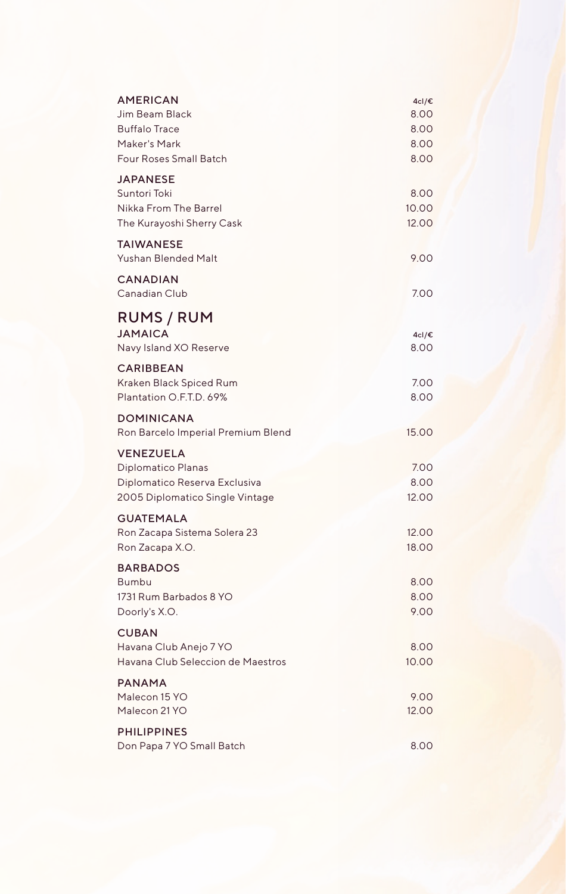| AMERICAN | 4cl/€ |
|---|---|
| Jim Beam Black | 8.00 |
| Buffalo Trace | 8.00 |
| Maker's Mark | 8.00 |
| Four Roses Small Batch | 8.00 |

| JAPANESE | |
|---|---|
| Suntori Toki | 8.00 |
| Nikka From The Barrel | 10.00 |
| The Kurayoshi Sherry Cask | 12.00 |

| TAIWANESE | |
|---|---|
| Yushan Blended Malt | 9.00 |

| CANADIAN | |
|---|---|
| Canadian Club | 7.00 |

# RUMS / RUM

| JAMAICA | 4cl/€ |
|---|---|
| Navy Island XO Reserve | 8.00 |

| CARIBBEAN | |
|---|---|
| Kraken Black Spiced Rum | 7.00 |
| Plantation O.F.T.D. 69% | 8.00 |

| DOMINICANA | |
|---|---|
| Ron Barcelo Imperial Premium Blend | 15.00 |

| VENEZUELA | |
|---|---|
| Diplomatico Planas | 7.00 |
| Diplomatico Reserva Exclusiva | 8.00 |
| 2005 Diplomatico Single Vintage | 12.00 |

| GUATEMALA | |
|---|---|
| Ron Zacapa Sistema Solera 23 | 12.00 |
| Ron Zacapa X.O. | 18.00 |

| BARBADOS | |
|---|---|
| Bumbu | 8.00 |
| 1731 Rum Barbados 8 YO | 8.00 |
| Doorly's X.O. | 9.00 |

| CUBAN | |
|---|---|
| Havana Club Anejo 7 YO | 8.00 |
| Havana Club Seleccion de Maestros | 10.00 |

| PANAMA | |
|---|---|
| Malecon 15 YO | 9.00 |
| Malecon 21 YO | 12.00 |

| PHILIPPINES | |
|---|---|
| Don Papa 7 YO Small Batch | 8.00 |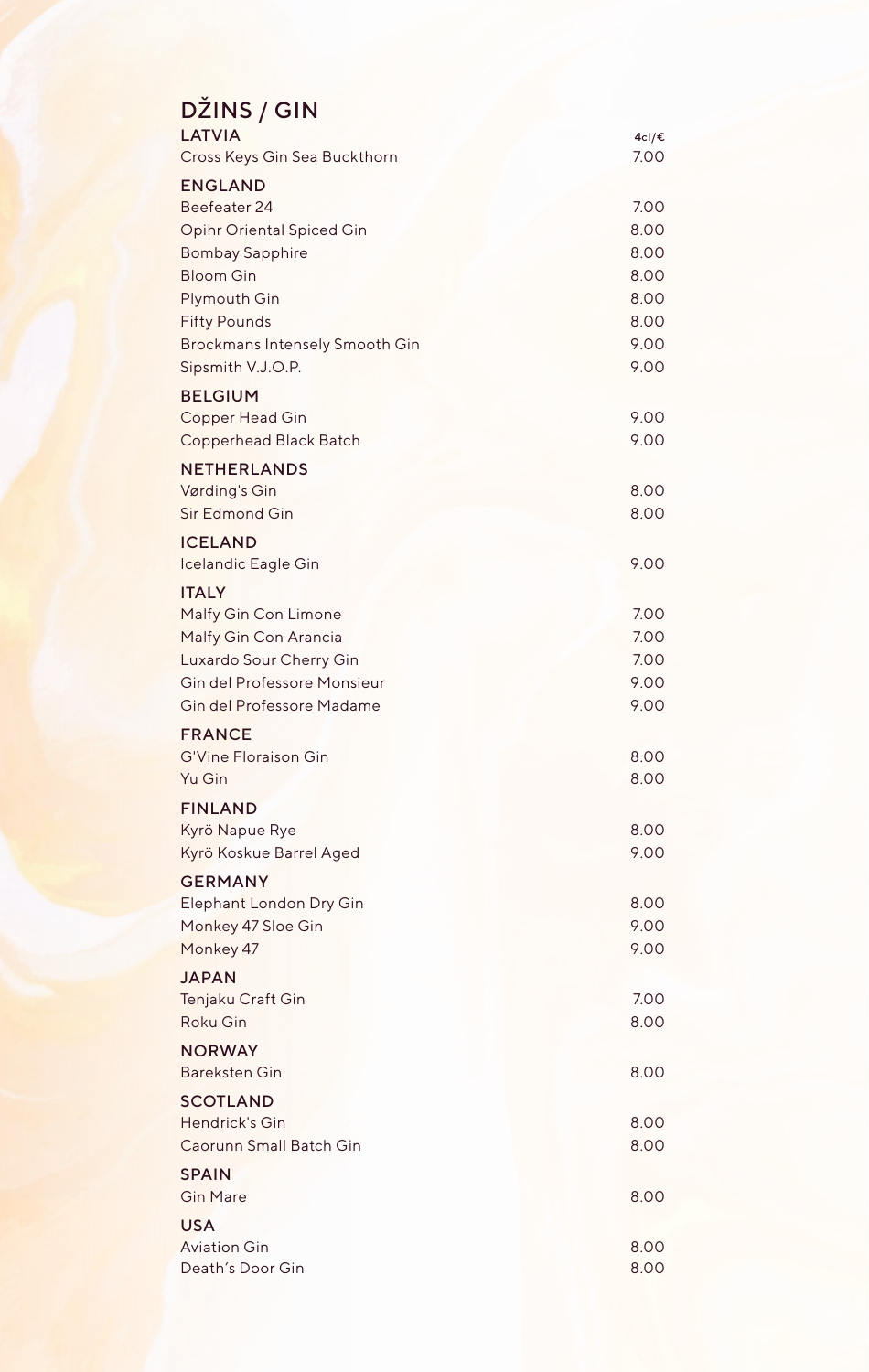# DŽINS / GIN

| LATVIA | 4cl/€ |
|---|---|
| Cross Keys Gin Sea Buckthorn | 7.00 |
| **ENGLAND** | |
| Beefeater 24 | 7.00 |
| Opihr Oriental Spiced Gin | 8.00 |
| Bombay Sapphire | 8.00 |
| Bloom Gin | 8.00 |
| Plymouth Gin | 8.00 |
| Fifty Pounds | 8.00 |
| Brockmans Intensely Smooth Gin | 9.00 |
| Sipsmith V.J.O.P. | 9.00 |
| **BELGIUM** | |
| Copper Head Gin | 9.00 |
| Copperhead Black Batch | 9.00 |
| **NETHERLANDS** | |
| Vørding's Gin | 8.00 |
| Sir Edmond Gin | 8.00 |
| **ICELAND** | |
| Icelandic Eagle Gin | 9.00 |
| **ITALY** | |
| Malfy Gin Con Limone | 7.00 |
| Malfy Gin Con Arancia | 7.00 |
| Luxardo Sour Cherry Gin | 7.00 |
| Gin del Professore Monsieur | 9.00 |
| Gin del Professore Madame | 9.00 |
| **FRANCE** | |
| G'Vine Floraison Gin | 8.00 |
| Yu Gin | 8.00 |
| **FINLAND** | |
| Kyrö Napue Rye | 8.00 |
| Kyrö Koskue Barrel Aged | 9.00 |
| **GERMANY** | |
| Elephant London Dry Gin | 8.00 |
| Monkey 47 Sloe Gin | 9.00 |
| Monkey 47 | 9.00 |
| **JAPAN** | |
| Tenjaku Craft Gin | 7.00 |
| Roku Gin | 8.00 |
| **NORWAY** | |
| Bareksten Gin | 8.00 |
| **SCOTLAND** | |
| Hendrick's Gin | 8.00 |
| Caorunn Small Batch Gin | 8.00 |
| **SPAIN** | |
| Gin Mare | 8.00 |
| **USA** | |
| Aviation Gin | 8.00 |
| Death's Door Gin | 8.00 |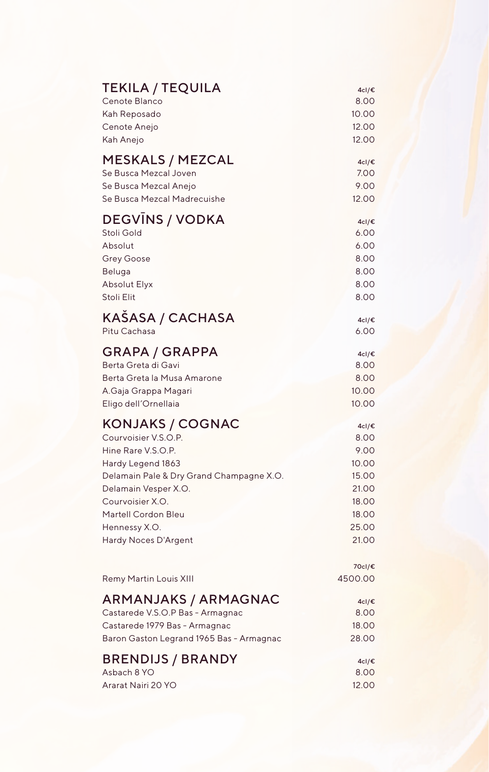## TEKILA / TEQUILA

| | 4cl/€ |
|---|---|
| Cenote Blanco | 8.00 |
| Kah Reposado | 10.00 |
| Cenote Anejo | 12.00 |
| Kah Anejo | 12.00 |

## MESKALS / MEZCAL

| | 4cl/€ |
|---|---|
| Se Busca Mezcal Joven | 7.00 |
| Se Busca Mezcal Anejo | 9.00 |
| Se Busca Mezcal Madrecuishe | 12.00 |

## DEGVĪNS / VODKA

| | 4cl/€ |
|---|---|
| Stoli Gold | 6.00 |
| Absolut | 6.00 |
| Grey Goose | 8.00 |
| Beluga | 8.00 |
| Absolut Elyx | 8.00 |
| Stoli Elit | 8.00 |

## KAŠASA / CACHASA

| | 4cl/€ |
|---|---|
| Pitu Cachasa | 6.00 |

## GRAPA / GRAPPA

| | 4cl/€ |
|---|---|
| Berta Greta di Gavi | 8.00 |
| Berta Greta la Musa Amarone | 8.00 |
| A.Gaja Grappa Magari | 10.00 |
| Eligo dell'Ornellaia | 10.00 |

## KONJAKS / COGNAC

| | 4cl/€ |
|---|---|
| Courvoisier V.S.O.P. | 8.00 |
| Hine Rare V.S.O.P. | 9.00 |
| Hardy Legend 1863 | 10.00 |
| Delamain Pale & Dry Grand Champagne X.O. | 15.00 |
| Delamain Vesper X.O. | 21.00 |
| Courvoisier X.O. | 18.00 |
| Martell Cordon Bleu | 18.00 |
| Hennessy X.O. | 25.00 |
| Hardy Noces D'Argent | 21.00 |

| | 70cl/€ |
|---|---|
| Remy Martin Louis XIII | 4500.00 |

## ARMANJAKS / ARMAGNAC

| | 4cl/€ |
|---|---|
| Castarede V.S.O.P Bas - Armagnac | 8.00 |
| Castarede 1979 Bas - Armagnac | 18.00 |
| Baron Gaston Legrand 1965 Bas - Armagnac | 28.00 |

## BRENDIJS / BRANDY

| | 4cl/€ |
|---|---|
| Asbach 8 YO | 8.00 |
| Ararat Nairi 20 YO | 12.00 |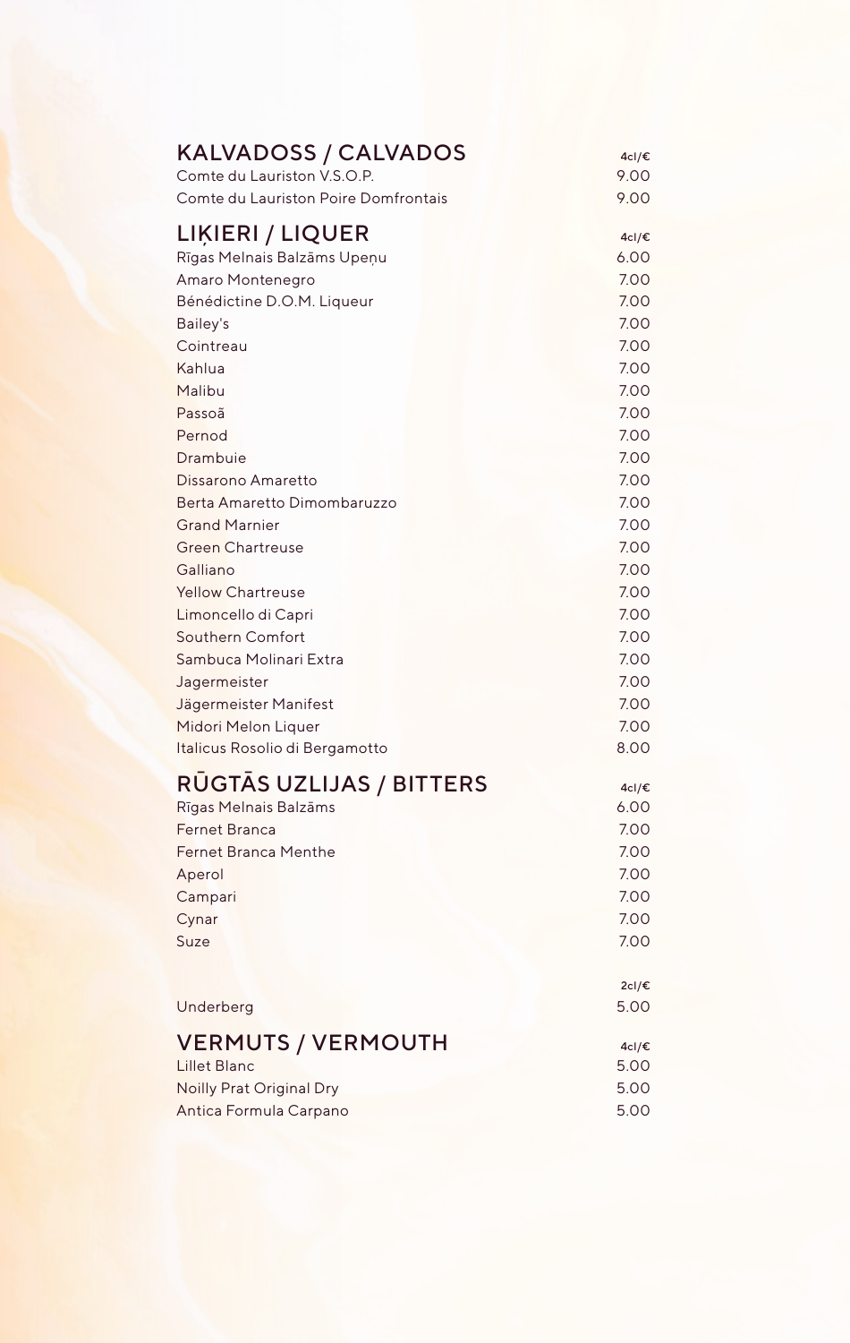## KALVADOSS / CALVADOS

| | 4cl/€ |
|---|---|
| Comte du Lauriston V.S.O.P. | 9.00 |
| Comte du Lauriston Poire Domfrontais | 9.00 |

## LIĶIERI / LIQUER

| | 4cl/€ |
|---|---|
| Rīgas Melnais Balzāms Upeņu | 6.00 |
| Amaro Montenegro | 7.00 |
| Bénédictine D.O.M. Liqueur | 7.00 |
| Bailey's | 7.00 |
| Cointreau | 7.00 |
| Kahlua | 7.00 |
| Malibu | 7.00 |
| Passoã | 7.00 |
| Pernod | 7.00 |
| Drambuie | 7.00 |
| Dissarono Amaretto | 7.00 |
| Berta Amaretto Dimombaruzzo | 7.00 |
| Grand Marnier | 7.00 |
| Green Chartreuse | 7.00 |
| Galliano | 7.00 |
| Yellow Chartreuse | 7.00 |
| Limoncello di Capri | 7.00 |
| Southern Comfort | 7.00 |
| Sambuca Molinari Extra | 7.00 |
| Jagermeister | 7.00 |
| Jägermeister Manifest | 7.00 |
| Midori Melon Liquer | 7.00 |
| Italicus Rosolio di Bergamotto | 8.00 |

## RŪGTĀS UZLIJAS / BITTERS

| | 4cl/€ |
|---|---|
| Rīgas Melnais Balzāms | 6.00 |
| Fernet Branca | 7.00 |
| Fernet Branca Menthe | 7.00 |
| Aperol | 7.00 |
| Campari | 7.00 |
| Cynar | 7.00 |
| Suze | 7.00 |

| | 2cl/€ |
|---|---|
| Underberg | 5.00 |

## VERMUTS / VERMOUTH

| | 4cl/€ |
|---|---|
| Lillet Blanc | 5.00 |
| Noilly Prat Original Dry | 5.00 |
| Antica Formula Carpano | 5.00 |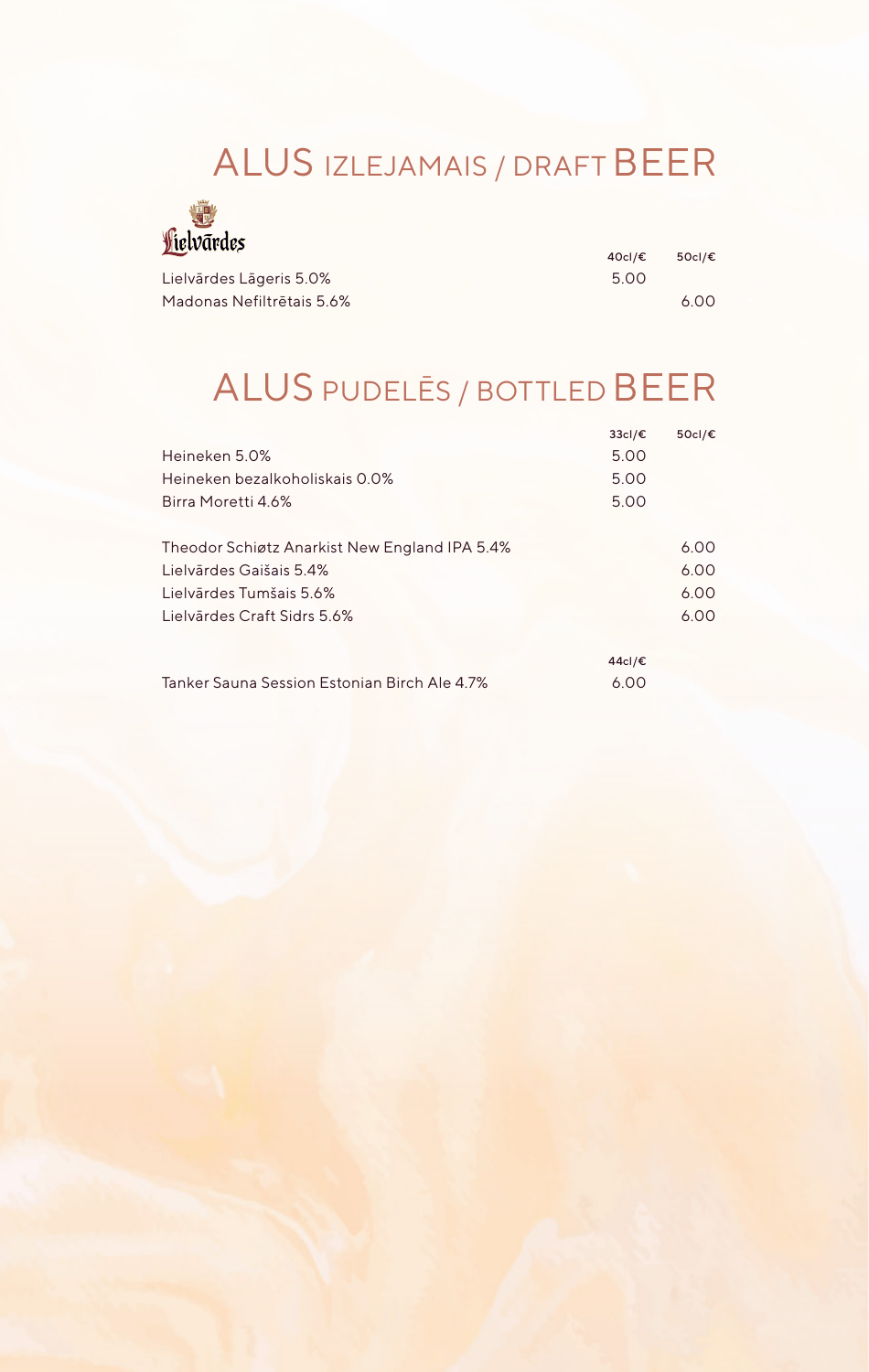# ALUS IZLEJAMAIS / DRAFT BEER

Lielvārdes

| | 40cl/€ | 50cl/€ |
|---|---|---|
| Lielvārdes Lāgeris 5.0% | 5.00 | |
| Madonas Nefiltrētais 5.6% | | 6.00 |

# ALUS PUDELĒS / BOTTLED BEER

| | 33cl/€ | 50cl/€ |
|---|---|---|
| Heineken 5.0% | 5.00 | |
| Heineken bezalkoholiskais 0.0% | 5.00 | |
| Birra Moretti 4.6% | 5.00 | |
| Theodor Schiøtz Anarkist New England IPA 5.4% | | 6.00 |
| Lielvārdes Gaišais 5.4% | | 6.00 |
| Lielvārdes Tumšais 5.6% | | 6.00 |
| Lielvārdes Craft Sidrs 5.6% | | 6.00 |

| | 44cl/€ |
|---|---|
| Tanker Sauna Session Estonian Birch Ale 4.7% | 6.00 |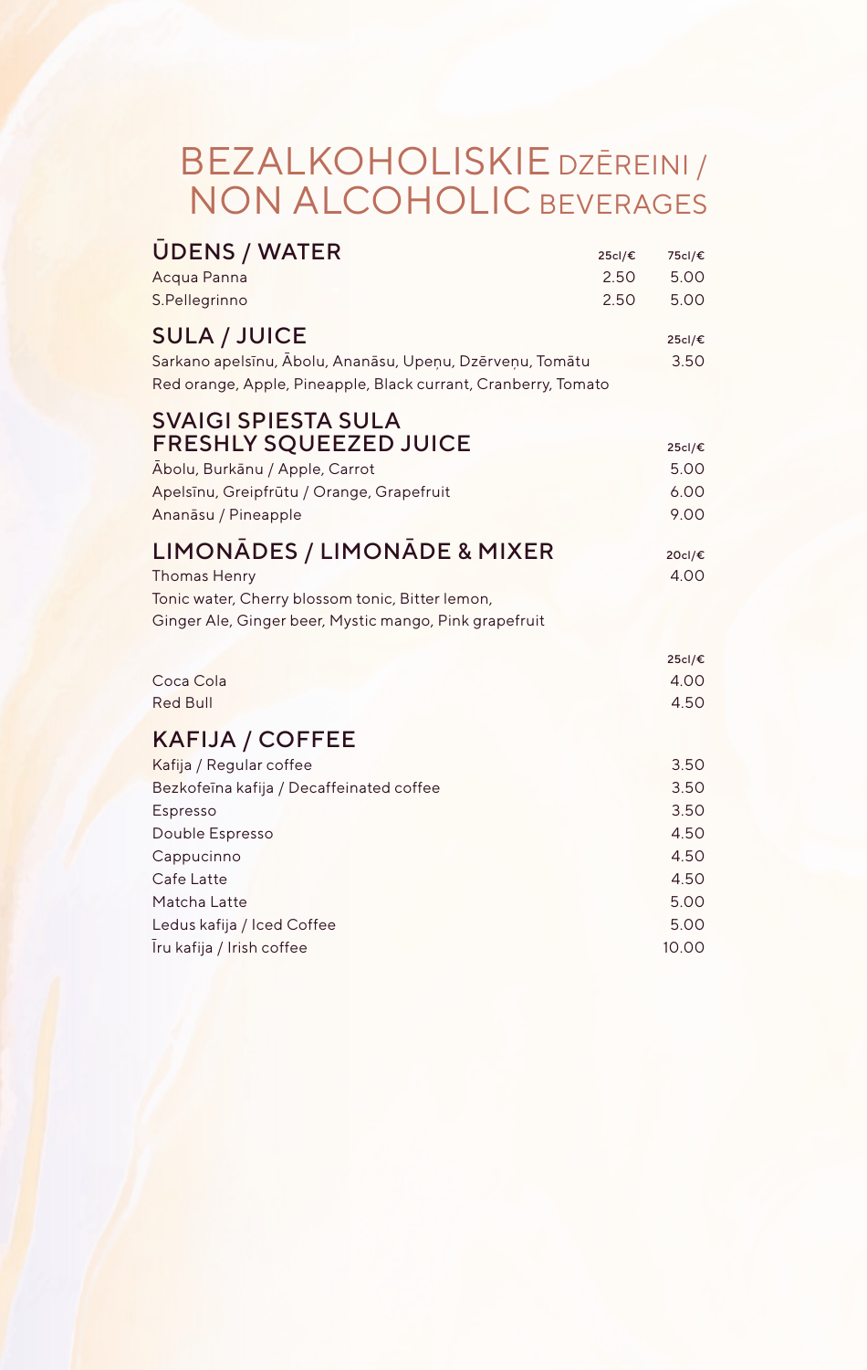# BEZALKOHOLISKIE DZĒREINI / NON ALCOHOLIC BEVERAGES

## ŪDENS / WATER

| | 25cl/€ | 75cl/€ |
|---|---|---|
| Acqua Panna | 2.50 | 5.00 |
| S.Pellegrinno | 2.50 | 5.00 |

## SULA / JUICE

| | 25cl/€ |
|---|---|
| Sarkano apelsīnu, Ābolu, Ananāsu, Upeņu, Dzērveņu, Tomātu<br>Red orange, Apple, Pineapple, Black currant, Cranberry, Tomato | 3.50 |

## SVAIGI SPIESTA SULA<br>FRESHLY SQUEEZED JUICE

| | 25cl/€ |
|---|---|
| Ābolu, Burkānu / Apple, Carrot | 5.00 |
| Apelsīnu, Greipfrūtu / Orange, Grapefruit | 6.00 |
| Ananāsu / Pineapple | 9.00 |

## LIMONĀDES / LIMONĀDE & MIXER

| | 20cl/€ |
|---|---|
| Thomas Henry<br>Tonic water, Cherry blossom tonic, Bitter lemon,<br>Ginger Ale, Ginger beer, Mystic mango, Pink grapefruit | 4.00 |

| | 25cl/€ |
|---|---|
| Coca Cola | 4.00 |
| Red Bull | 4.50 |

## KAFIJA / COFFEE

| | |
|---|---|
| Kafija / Regular coffee | 3.50 |
| Bezkofeīna kafija / Decaffeinated coffee | 3.50 |
| Espresso | 3.50 |
| Double Espresso | 4.50 |
| Cappucinno | 4.50 |
| Cafe Latte | 4.50 |
| Matcha Latte | 5.00 |
| Ledus kafija / Iced Coffee | 5.00 |
| Īru kafija / Irish coffee | 10.00 |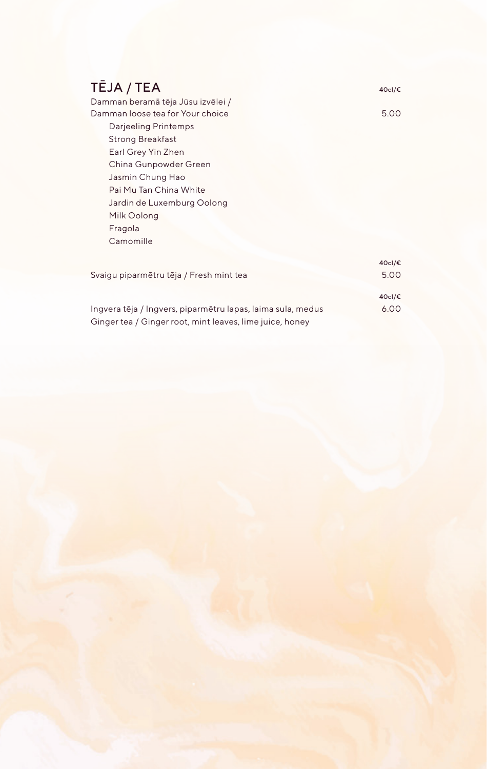# TĒJA / TEA

| | |
|---|---|
| | 40cl/€ |
| Damman beramā tēja Jūsu izvēlei / Damman loose tea for Your choice | 5.00 |

- Darjeeling Printemps
- Strong Breakfast
- Earl Grey Yin Zhen
- China Gunpowder Green
- Jasmin Chung Hao
- Pai Mu Tan China White
- Jardin de Luxemburg Oolong
- Milk Oolong
- Fragola
- Camomille

| | |
|---|---|
| | 40cl/€ |
| Svaigu piparmētru tēja / Fresh mint tea | 5.00 |
| | 40cl/€ |
| Ingvera tēja / Ingvers, piparmētru lapas, laima sula, medus<br>Ginger tea / Ginger root, mint leaves, lime juice, honey | 6.00 |